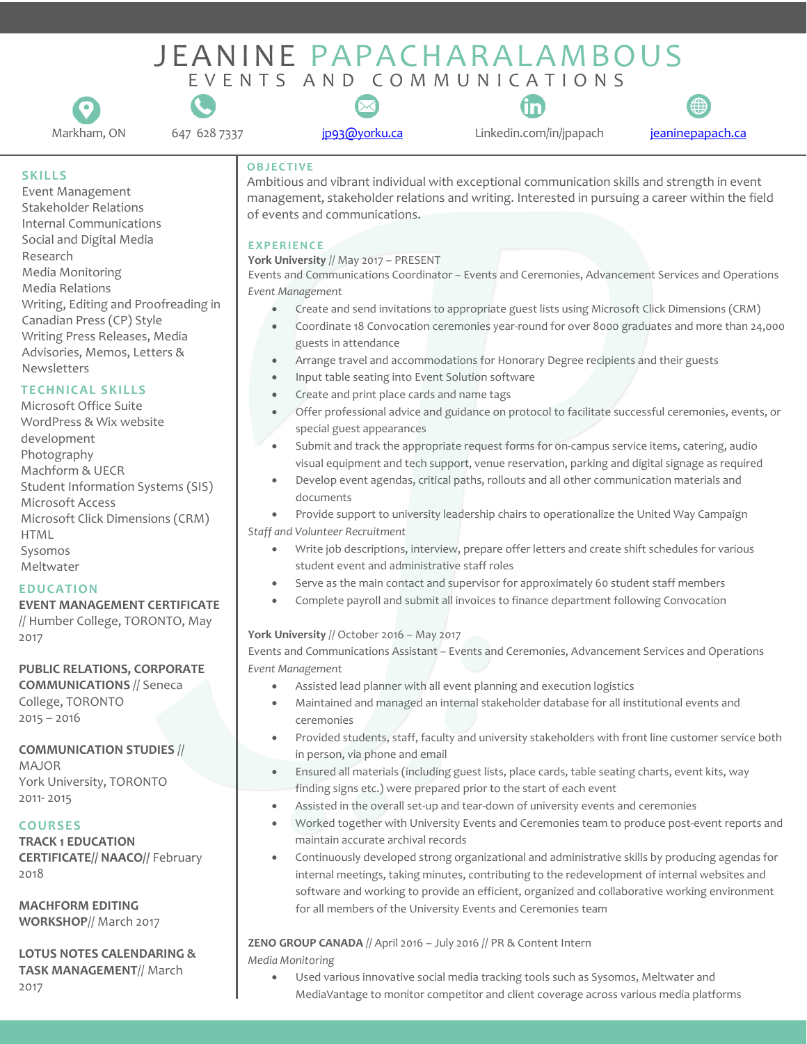# JEANINE PAPACHARALAMBOUS

## EVENTS AND COMMUNICATIONS

Markham, ON | 647 628 7337 | jp93@yorku.ca | Linkedin.com/in/jpapach | jeaninepapach.ca

## SKILLS

Event Management
Stakeholder Relations
Internal Communications
Social and Digital Media
Research
Media Monitoring
Media Relations
Writing, Editing and Proofreading in Canadian Press (CP) Style
Writing Press Releases, Media Advisories, Memos, Letters & Newsletters

## TECHNICAL SKILLS

Microsoft Office Suite
WordPress & Wix website development
Photography
Machform & UECR
Student Information Systems (SIS)
Microsoft Access
Microsoft Click Dimensions (CRM)
HTML
Sysomos
Meltwater

## EDUCATION

**EVENT MANAGEMENT CERTIFICATE** // Humber College, TORONTO, May 2017

**PUBLIC RELATIONS, CORPORATE COMMUNICATIONS** // Seneca College, TORONTO 2015 – 2016

**COMMUNICATION STUDIES** // MAJOR
York University, TORONTO
2011- 2015

## COURSES

**TRACK 1 EDUCATION CERTIFICATE// NAACO//** February 2018

**MACHFORM EDITING WORKSHOP//** March 2017

**LOTUS NOTES CALENDARING & TASK MANAGEMENT//** March 2017

## OBJECTIVE

Ambitious and vibrant individual with exceptional communication skills and strength in event management, stakeholder relations and writing. Interested in pursuing a career within the field of events and communications.

## EXPERIENCE

**York University** // May 2017 – PRESENT
Events and Communications Coordinator – Events and Ceremonies, Advancement Services and Operations
*Event Management*

- Create and send invitations to appropriate guest lists using Microsoft Click Dimensions (CRM)
- Coordinate 18 Convocation ceremonies year-round for over 8000 graduates and more than 24,000 guests in attendance
- Arrange travel and accommodations for Honorary Degree recipients and their guests
- Input table seating into Event Solution software
- Create and print place cards and name tags
- Offer professional advice and guidance on protocol to facilitate successful ceremonies, events, or special guest appearances
- Submit and track the appropriate request forms for on-campus service items, catering, audio visual equipment and tech support, venue reservation, parking and digital signage as required
- Develop event agendas, critical paths, rollouts and all other communication materials and documents
- Provide support to university leadership chairs to operationalize the United Way Campaign

*Staff and Volunteer Recruitment*

- Write job descriptions, interview, prepare offer letters and create shift schedules for various student event and administrative staff roles
- Serve as the main contact and supervisor for approximately 60 student staff members
- Complete payroll and submit all invoices to finance department following Convocation

**York University** // October 2016 – May 2017
Events and Communications Assistant – Events and Ceremonies, Advancement Services and Operations
*Event Management*

- Assisted lead planner with all event planning and execution logistics
- Maintained and managed an internal stakeholder database for all institutional events and ceremonies
- Provided students, staff, faculty and university stakeholders with front line customer service both in person, via phone and email
- Ensured all materials (including guest lists, place cards, table seating charts, event kits, way finding signs etc.) were prepared prior to the start of each event
- Assisted in the overall set-up and tear-down of university events and ceremonies
- Worked together with University Events and Ceremonies team to produce post-event reports and maintain accurate archival records
- Continuously developed strong organizational and administrative skills by producing agendas for internal meetings, taking minutes, contributing to the redevelopment of internal websites and software and working to provide an efficient, organized and collaborative working environment for all members of the University Events and Ceremonies team

**ZENO GROUP CANADA** // April 2016 – July 2016 // PR & Content Intern
*Media Monitoring*

- Used various innovative social media tracking tools such as Sysomos, Meltwater and MediaVantage to monitor competitor and client coverage across various media platforms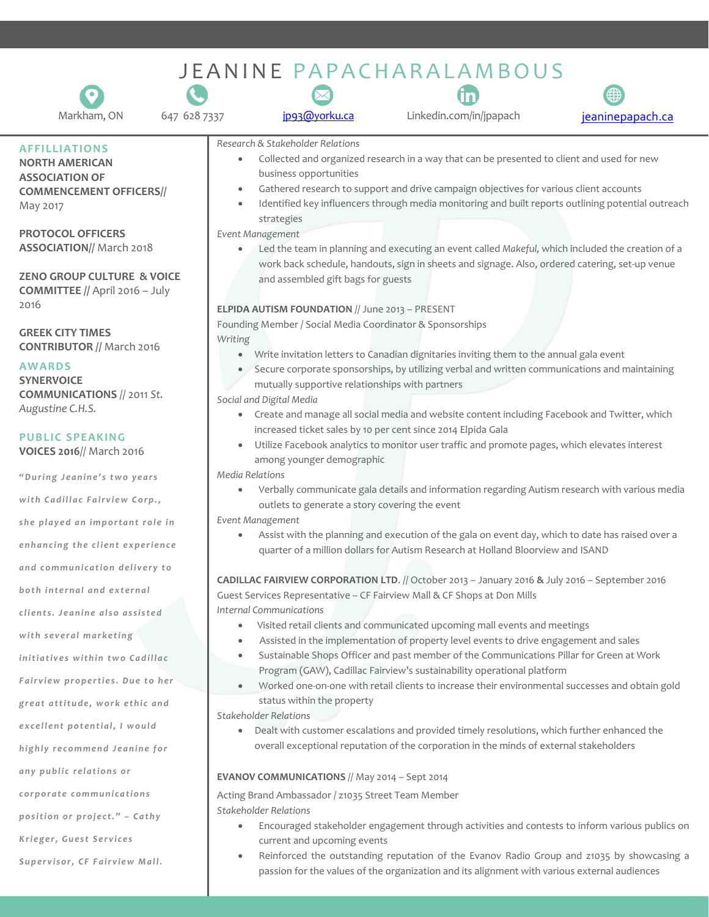# JEANINE PAPACHARALAMBOUS

Markham, ON | 647 628 7337 | jp93@yorku.ca | Linkedin.com/in/jppapach | jeaninepapach.ca

## AFFILLIATIONS

**NORTH AMERICAN ASSOCIATION OF COMMENCEMENT OFFICERS**// May 2017

**PROTOCOL OFFICERS ASSOCIATION**// March 2018

**ZENO GROUP CULTURE & VOICE COMMITTEE** // April 2016 – July 2016

**GREEK CITY TIMES CONTRIBUTOR** // March 2016

## AWARDS

**SYNERVOICE COMMUNICATIONS** // 2011 St. *Augustine C.H.S.*

## PUBLIC SPEAKING

**VOICES 2016**// March 2016

*"During Jeanine's two years with Cadillac Fairview Corp., she played an important role in enhancing the client experience and communication delivery to both internal and external clients. Jeanine also assisted with several marketing initiatives within two Cadillac Fairview properties. Due to her great attitude, work ethic and excellent potential, I would highly recommend Jeanine for any public relations or corporate communications position or project." – Cathy Krieger, Guest Services Supervisor, CF Fairview Mall.*

*Research & Stakeholder Relations*

- Collected and organized research in a way that can be presented to client and used for new business opportunities
- Gathered research to support and drive campaign objectives for various client accounts
- Identified key influencers through media monitoring and built reports outlining potential outreach strategies

*Event Management*

- Led the team in planning and executing an event called *Makeful,* which included the creation of a work back schedule, handouts, sign in sheets and signage. Also, ordered catering, set-up venue and assembled gift bags for guests

**ELPIDA AUTISM FOUNDATION** // June 2013 – PRESENT
Founding Member / Social Media Coordinator & Sponsorships

*Writing*

- Write invitation letters to Canadian dignitaries inviting them to the annual gala event
- Secure corporate sponsorships, by utilizing verbal and written communications and maintaining mutually supportive relationships with partners

*Social and Digital Media*

- Create and manage all social media and website content including Facebook and Twitter, which increased ticket sales by 10 per cent since 2014 Elpida Gala
- Utilize Facebook analytics to monitor user traffic and promote pages, which elevates interest among younger demographic

*Media Relations*

- Verbally communicate gala details and information regarding Autism research with various media outlets to generate a story covering the event

*Event Management*

- Assist with the planning and execution of the gala on event day, which to date has raised over a quarter of a million dollars for Autism Research at Holland Bloorview and ISAND

**CADILLAC FAIRVIEW CORPORATION LTD**. // October 2013 – January 2016 **&** July 2016 – September 2016
Guest Services Representative – CF Fairview Mall & CF Shops at Don Mills

*Internal Communications*

- Visited retail clients and communicated upcoming mall events and meetings
- Assisted in the implementation of property level events to drive engagement and sales
- Sustainable Shops Officer and past member of the Communications Pillar for Green at Work Program (GAW), Cadillac Fairview's sustainability operational platform
- Worked one-on-one with retail clients to increase their environmental successes and obtain gold status within the property

*Stakeholder Relations*

- Dealt with customer escalations and provided timely resolutions, which further enhanced the overall exceptional reputation of the corporation in the minds of external stakeholders

**EVANOV COMMUNICATIONS** // May 2014 – Sept 2014

Acting Brand Ambassador / z1035 Street Team Member

*Stakeholder Relations*

- Encouraged stakeholder engagement through activities and contests to inform various publics on current and upcoming events
- Reinforced the outstanding reputation of the Evanov Radio Group and z1035 by showcasing a passion for the values of the organization and its alignment with various external audiences